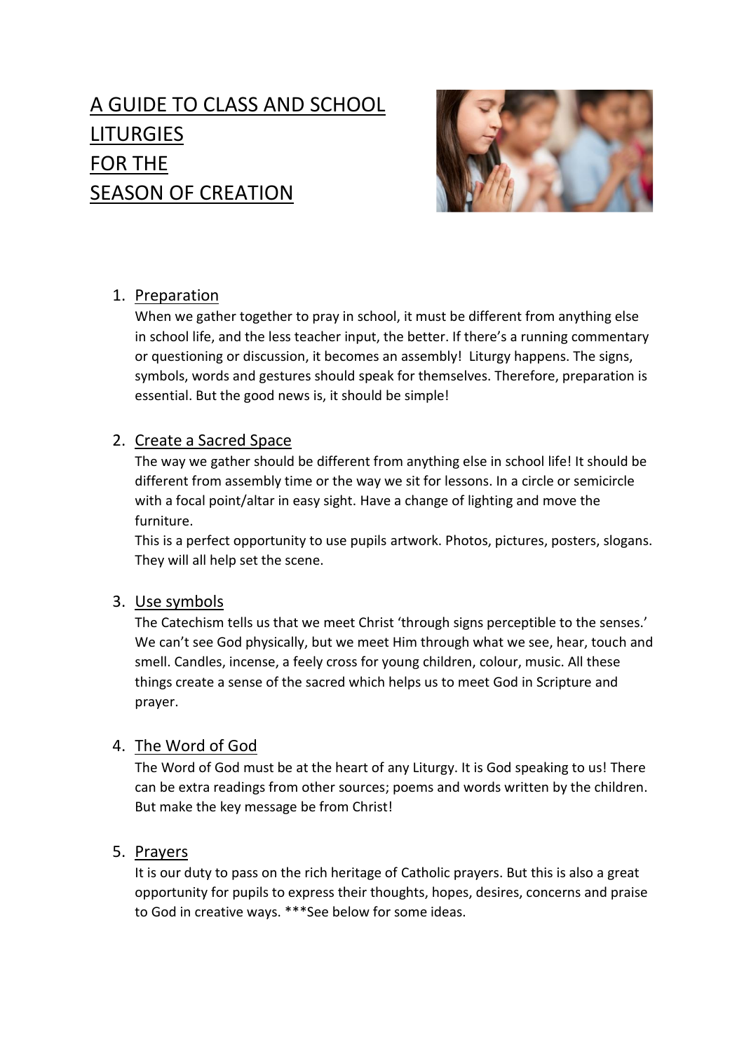# A GUIDE TO CLASS AND SCHOOL LITURGIES FOR THE SEASON OF CREATION

1. **Preparation**

   When we gather together to pray in school, it must be different from anything else in school life, and the less teacher input, the better. If there's a running commentary or questioning or discussion, it becomes an assembly! Liturgy happens. The signs, symbols, words and gestures should speak for themselves. Therefore, preparation is essential. But the good news is, it should be simple!

2. **Create a Sacred Space**

   The way we gather should be different from anything else in school life! It should be different from assembly time or the way we sit for lessons. In a circle or semicircle with a focal point/altar in easy sight. Have a change of lighting and move the furniture.

   This is a perfect opportunity to use pupils artwork. Photos, pictures, posters, slogans. They will all help set the scene.

3. **Use symbols**

   The Catechism tells us that we meet Christ 'through signs perceptible to the senses.' We can't see God physically, but we meet Him through what we see, hear, touch and smell. Candles, incense, a feely cross for young children, colour, music. All these things create a sense of the sacred which helps us to meet God in Scripture and prayer.

4. **The Word of God**

   The Word of God must be at the heart of any Liturgy. It is God speaking to us! There can be extra readings from other sources; poems and words written by the children. But make the key message be from Christ!

5. **Prayers**

   It is our duty to pass on the rich heritage of Catholic prayers. But this is also a great opportunity for pupils to express their thoughts, hopes, desires, concerns and praise to God in creative ways. ***See below for some ideas.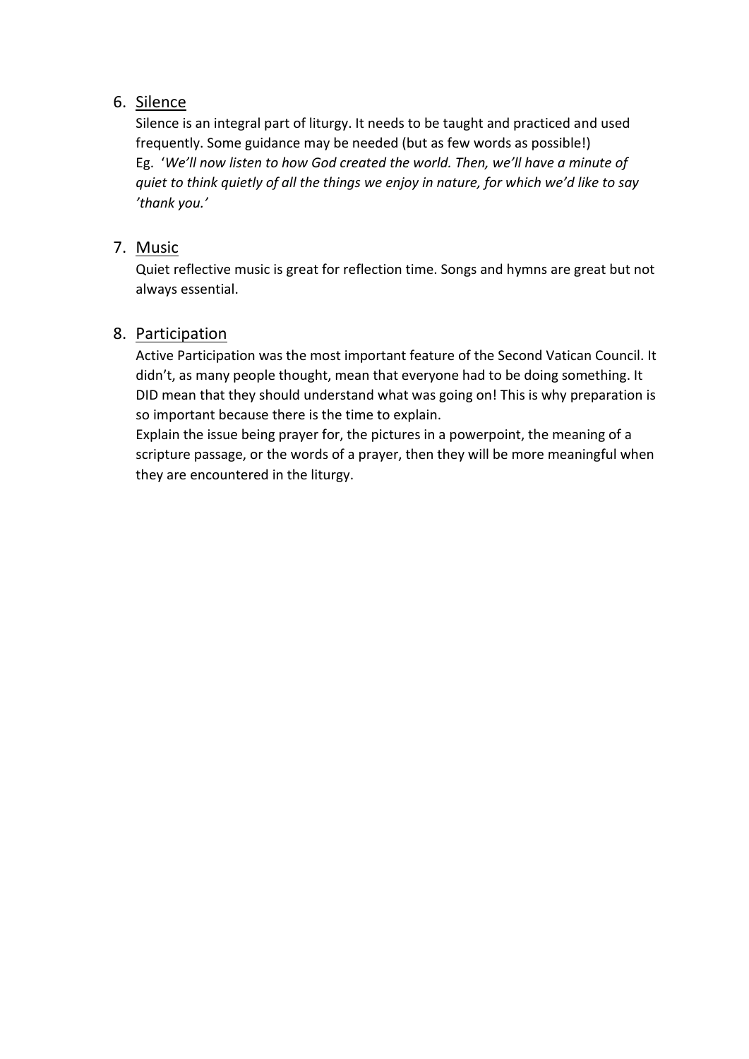6. <u>Silence</u>

   Silence is an integral part of liturgy. It needs to be taught and practiced and used frequently. Some guidance may be needed (but as few words as possible!)
   Eg. '*We'll now listen to how God created the world. Then, we'll have a minute of quiet to think quietly of all the things we enjoy in nature, for which we'd like to say 'thank you.'*

7. <u>Music</u>

   Quiet reflective music is great for reflection time. Songs and hymns are great but not always essential.

8. <u>Participation</u>

   Active Participation was the most important feature of the Second Vatican Council. It didn't, as many people thought, mean that everyone had to be doing something. It DID mean that they should understand what was going on! This is why preparation is so important because there is the time to explain.
   Explain the issue being prayer for, the pictures in a powerpoint, the meaning of a scripture passage, or the words of a prayer, then they will be more meaningful when they are encountered in the liturgy.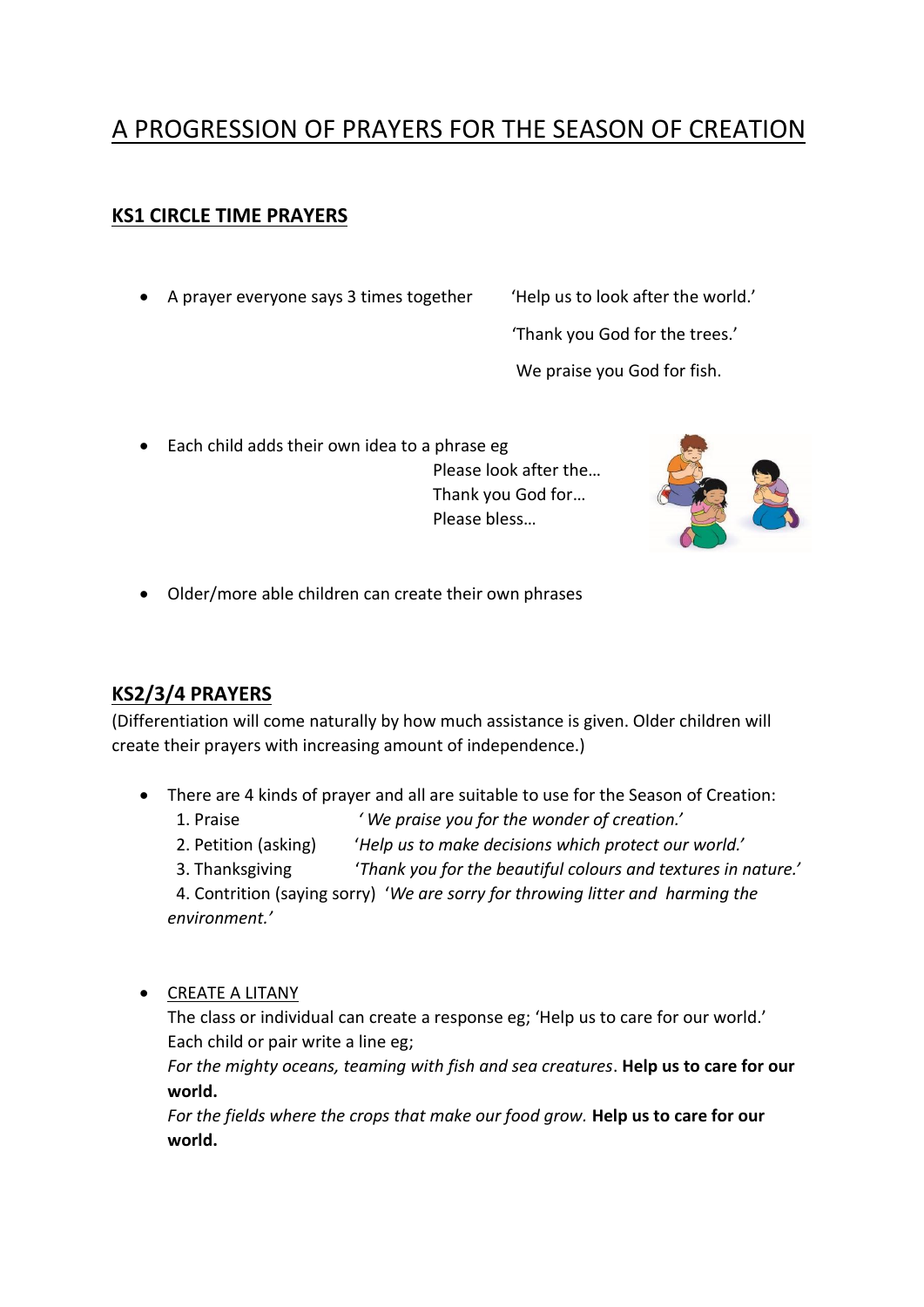# A PROGRESSION OF PRAYERS FOR THE SEASON OF CREATION

## KS1 CIRCLE TIME PRAYERS

- A prayer everyone says 3 times together 'Help us to look after the world.'

  'Thank you God for the trees.'

  We praise you God for fish.

- Each child adds their own idea to a phrase eg
  Please look after the…
  Thank you God for…
  Please bless…

- Older/more able children can create their own phrases

## KS2/3/4 PRAYERS

(Differentiation will come naturally by how much assistance is given. Older children will create their prayers with increasing amount of independence.)

- There are 4 kinds of prayer and all are suitable to use for the Season of Creation:
  1. Praise *' We praise you for the wonder of creation.'*
  2. Petition (asking) *'Help us to make decisions which protect our world.'*
  3. Thanksgiving *'Thank you for the beautiful colours and textures in nature.'*
  4. Contrition (saying sorry) *'We are sorry for throwing litter and harming the environment.'*

- CREATE A LITANY

  The class or individual can create a response eg; 'Help us to care for our world.'
  Each child or pair write a line eg;

  *For the mighty oceans, teaming with fish and sea creatures*. **Help us to care for our world.**

  *For the fields where the crops that make our food grow.* **Help us to care for our world.**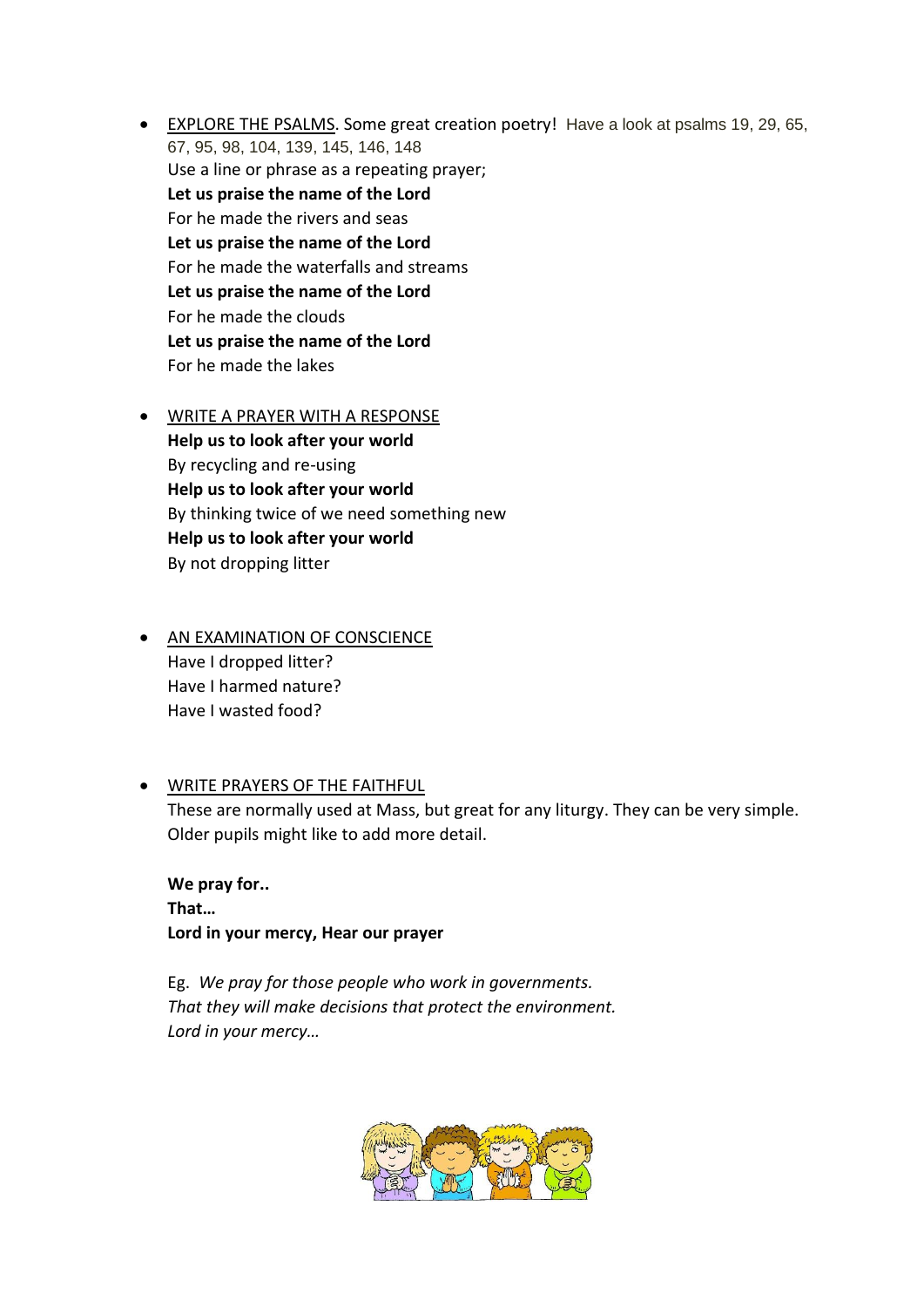- <u>EXPLORE THE PSALMS</u>. Some great creation poetry! Have a look at psalms 19, 29, 65, 67, 95, 98, 104, 139, 145, 146, 148
  Use a line or phrase as a repeating prayer;
  **Let us praise the name of the Lord**
  For he made the rivers and seas
  **Let us praise the name of the Lord**
  For he made the waterfalls and streams
  **Let us praise the name of the Lord**
  For he made the clouds
  **Let us praise the name of the Lord**
  For he made the lakes

- <u>WRITE A PRAYER WITH A RESPONSE</u>
  **Help us to look after your world**
  By recycling and re-using
  **Help us to look after your world**
  By thinking twice of we need something new
  **Help us to look after your world**
  By not dropping litter

- <u>AN EXAMINATION OF CONSCIENCE</u>
  Have I dropped litter?
  Have I harmed nature?
  Have I wasted food?

- <u>WRITE PRAYERS OF THE FAITHFUL</u>
  These are normally used at Mass, but great for any liturgy. They can be very simple. Older pupils might like to add more detail.

  **We pray for..**
  **That…**
  **Lord in your mercy, Hear our prayer**

  Eg. *We pray for those people who work in governments.*
  *That they will make decisions that protect the environment.*
  *Lord in your mercy…*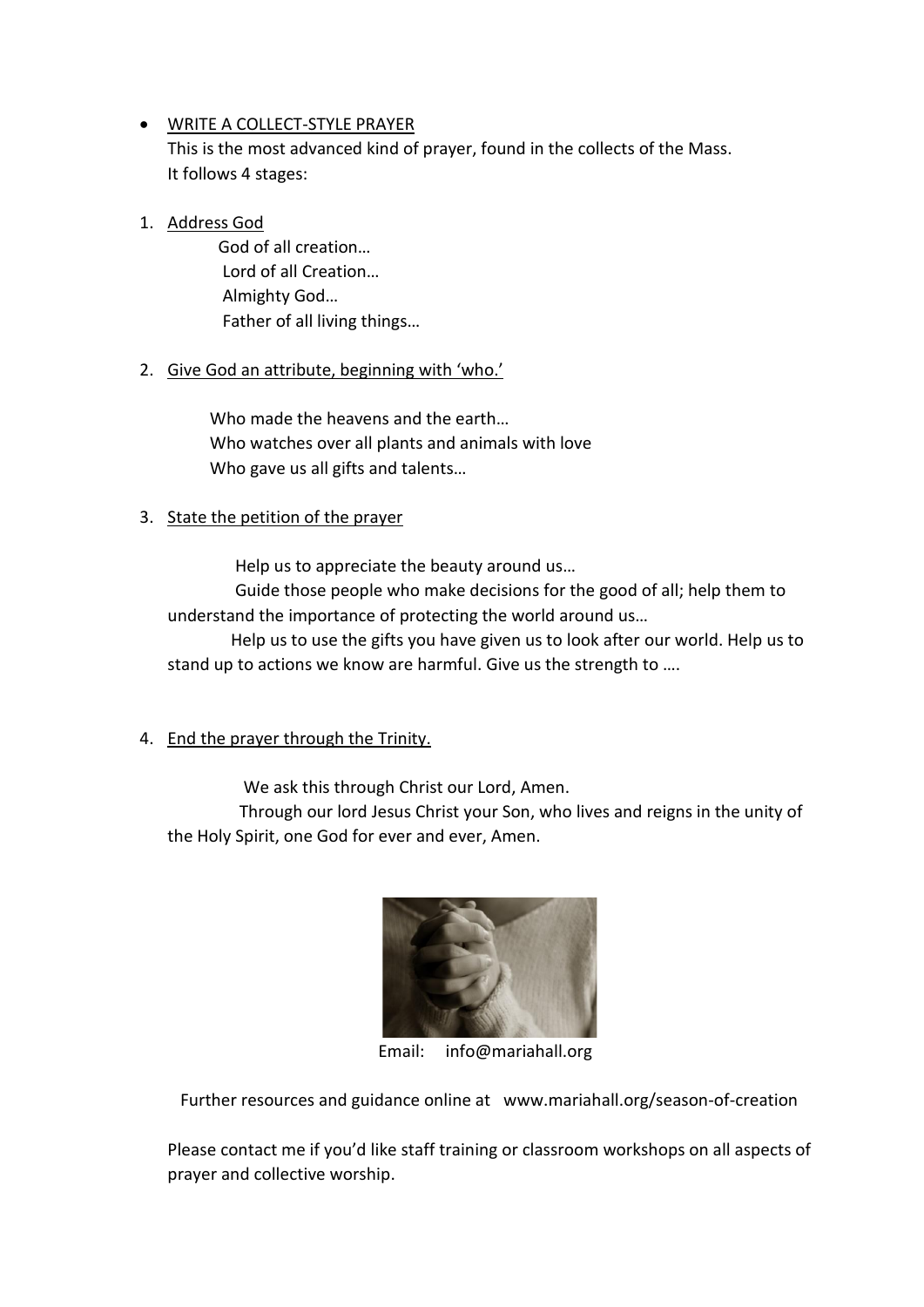- <u>WRITE A COLLECT-STYLE PRAYER</u>

  This is the most advanced kind of prayer, found in the collects of the Mass.
  It follows 4 stages:

1. <u>Address God</u>

   God of all creation…
   Lord of all Creation…
   Almighty God…
   Father of all living things…

2. <u>Give God an attribute, beginning with 'who.'</u>

   Who made the heavens and the earth…
   Who watches over all plants and animals with love
   Who gave us all gifts and talents…

3. <u>State the petition of the prayer</u>

   Help us to appreciate the beauty around us…

   Guide those people who make decisions for the good of all; help them to understand the importance of protecting the world around us…

   Help us to use the gifts you have given us to look after our world. Help us to stand up to actions we know are harmful. Give us the strength to ….

4. <u>End the prayer through the Trinity.</u>

   We ask this through Christ our Lord, Amen.

   Through our lord Jesus Christ your Son, who lives and reigns in the unity of the Holy Spirit, one God for ever and ever, Amen.

Email: info@mariahall.org

Further resources and guidance online at www.mariahall.org/season-of-creation

Please contact me if you'd like staff training or classroom workshops on all aspects of prayer and collective worship.